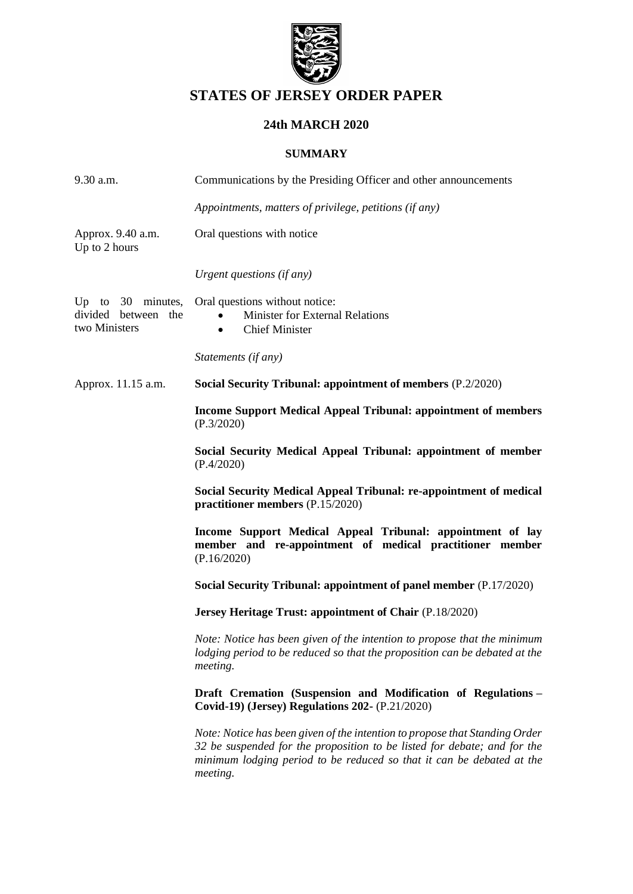# STATES OF JERSEY ORDER PAPER

## 24th MARCH 2020

### SUMMARY

| | |
|---|---|
| 9.30 a.m. | Communications by the Presiding Officer and other announcements |
| | *Appointments, matters of privilege, petitions (if any)* |
| Approx. 9.40 a.m.<br>Up to 2 hours | Oral questions with notice |
| | *Urgent questions (if any)* |
| Up to 30 minutes, divided between the two Ministers | Oral questions without notice:<br>• Minister for External Relations<br>• Chief Minister |
| | *Statements (if any)* |
| Approx. 11.15 a.m. | **Social Security Tribunal: appointment of members** (P.2/2020) |
| | **Income Support Medical Appeal Tribunal: appointment of members** (P.3/2020) |
| | **Social Security Medical Appeal Tribunal: appointment of member** (P.4/2020) |
| | **Social Security Medical Appeal Tribunal: re-appointment of medical practitioner members** (P.15/2020) |
| | **Income Support Medical Appeal Tribunal: appointment of lay member and re-appointment of medical practitioner member** (P.16/2020) |
| | **Social Security Tribunal: appointment of panel member** (P.17/2020) |
| | **Jersey Heritage Trust: appointment of Chair** (P.18/2020) |
| | *Note: Notice has been given of the intention to propose that the minimum lodging period to be reduced so that the proposition can be debated at the meeting.* |
| | **Draft Cremation (Suspension and Modification of Regulations – Covid-19) (Jersey) Regulations 202-** (P.21/2020) |
| | *Note: Notice has been given of the intention to propose that Standing Order 32 be suspended for the proposition to be listed for debate; and for the minimum lodging period to be reduced so that it can be debated at the meeting.* |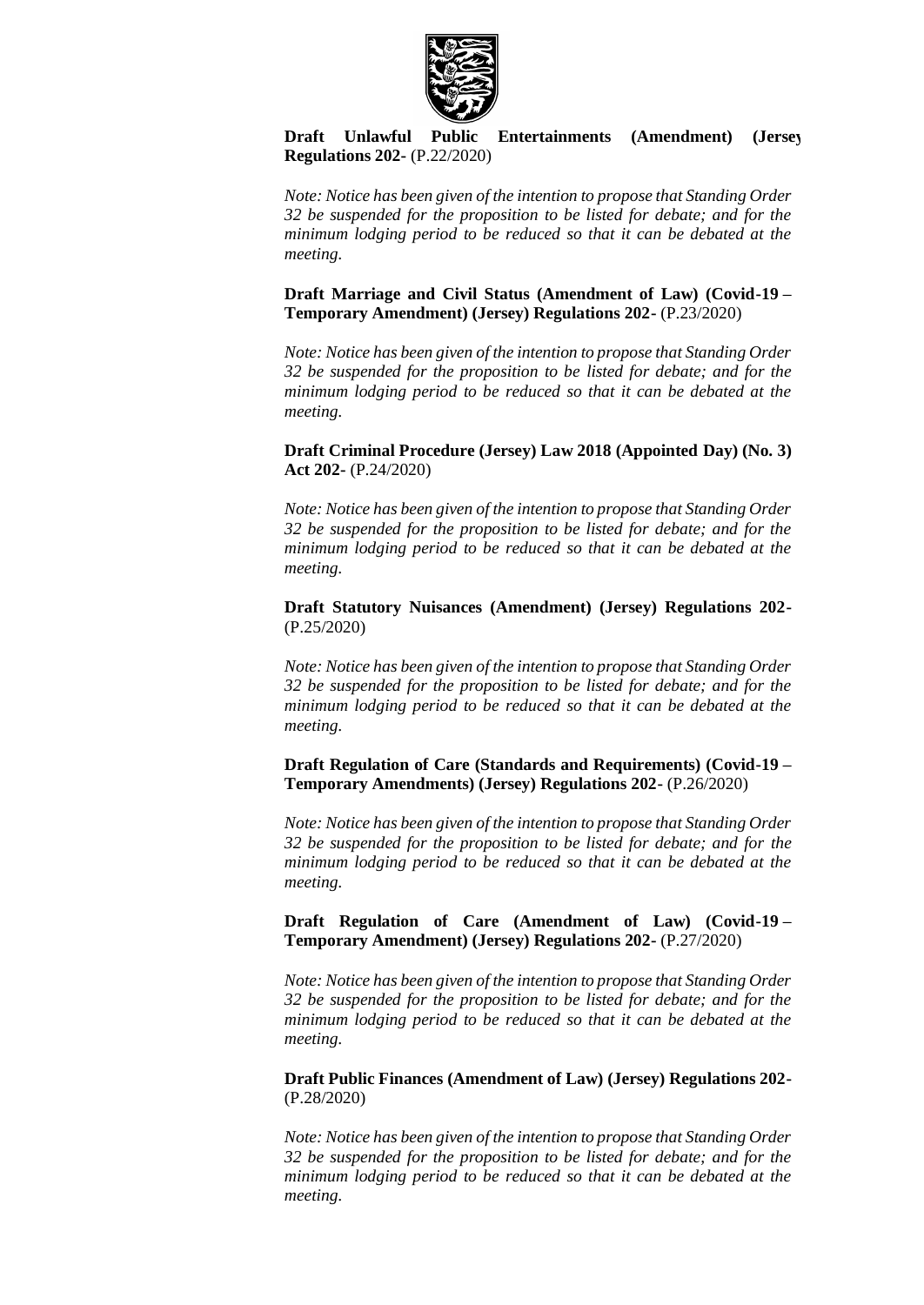**Draft Unlawful Public Entertainments (Amendment) (Jersey) Regulations 202-** (P.22/2020)

*Note: Notice has been given of the intention to propose that Standing Order 32 be suspended for the proposition to be listed for debate; and for the minimum lodging period to be reduced so that it can be debated at the meeting.*

**Draft Marriage and Civil Status (Amendment of Law) (Covid-19 – Temporary Amendment) (Jersey) Regulations 202-** (P.23/2020)

*Note: Notice has been given of the intention to propose that Standing Order 32 be suspended for the proposition to be listed for debate; and for the minimum lodging period to be reduced so that it can be debated at the meeting.*

**Draft Criminal Procedure (Jersey) Law 2018 (Appointed Day) (No. 3) Act 202-** (P.24/2020)

*Note: Notice has been given of the intention to propose that Standing Order 32 be suspended for the proposition to be listed for debate; and for the minimum lodging period to be reduced so that it can be debated at the meeting.*

**Draft Statutory Nuisances (Amendment) (Jersey) Regulations 202-** (P.25/2020)

*Note: Notice has been given of the intention to propose that Standing Order 32 be suspended for the proposition to be listed for debate; and for the minimum lodging period to be reduced so that it can be debated at the meeting.*

**Draft Regulation of Care (Standards and Requirements) (Covid-19 – Temporary Amendments) (Jersey) Regulations 202-** (P.26/2020)

*Note: Notice has been given of the intention to propose that Standing Order 32 be suspended for the proposition to be listed for debate; and for the minimum lodging period to be reduced so that it can be debated at the meeting.*

**Draft Regulation of Care (Amendment of Law) (Covid-19 – Temporary Amendment) (Jersey) Regulations 202-** (P.27/2020)

*Note: Notice has been given of the intention to propose that Standing Order 32 be suspended for the proposition to be listed for debate; and for the minimum lodging period to be reduced so that it can be debated at the meeting.*

**Draft Public Finances (Amendment of Law) (Jersey) Regulations 202-** (P.28/2020)

*Note: Notice has been given of the intention to propose that Standing Order 32 be suspended for the proposition to be listed for debate; and for the minimum lodging period to be reduced so that it can be debated at the meeting.*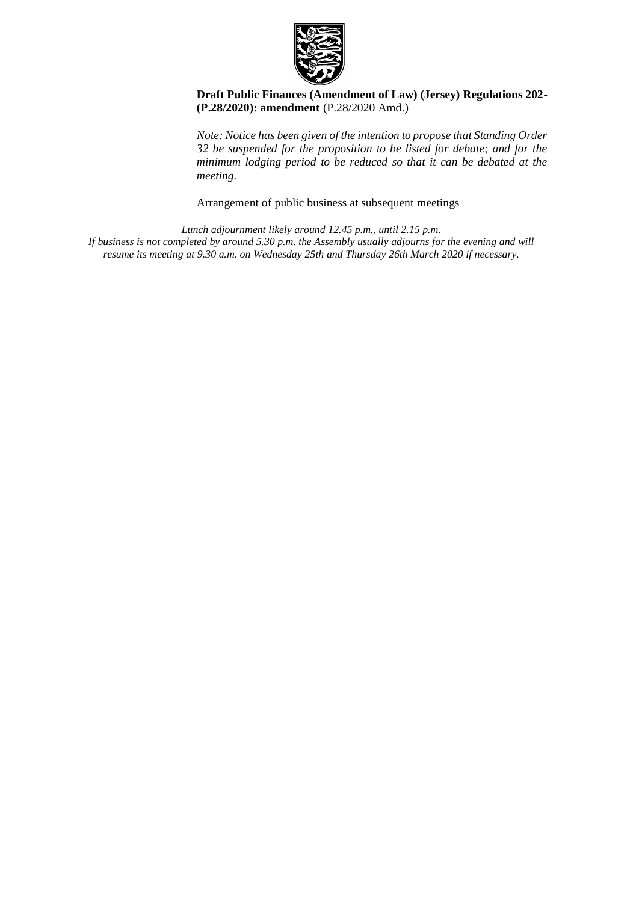**Draft Public Finances (Amendment of Law) (Jersey) Regulations 202- (P.28/2020): amendment** (P.28/2020 Amd.)

*Note: Notice has been given of the intention to propose that Standing Order 32 be suspended for the proposition to be listed for debate; and for the minimum lodging period to be reduced so that it can be debated at the meeting.*

Arrangement of public business at subsequent meetings

*Lunch adjournment likely around 12.45 p.m., until 2.15 p.m.*
*If business is not completed by around 5.30 p.m. the Assembly usually adjourns for the evening and will resume its meeting at 9.30 a.m. on Wednesday 25th and Thursday 26th March 2020 if necessary.*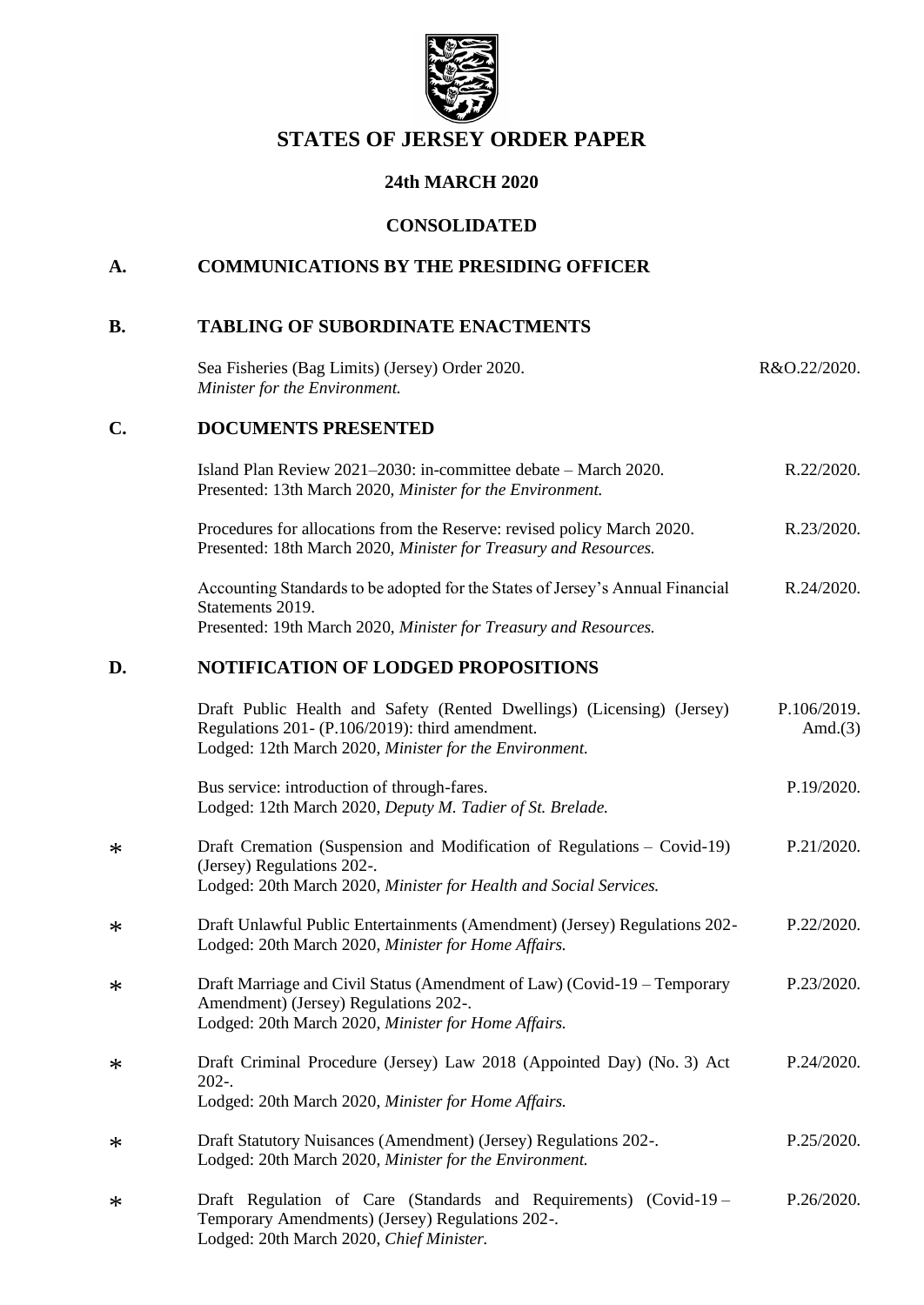# STATES OF JERSEY ORDER PAPER

## 24th MARCH 2020

## CONSOLIDATED

## A. COMMUNICATIONS BY THE PRESIDING OFFICER

## B. TABLING OF SUBORDINATE ENACTMENTS

| | | |
|---|---|---|
| | Sea Fisheries (Bag Limits) (Jersey) Order 2020.<br>*Minister for the Environment.* | R&O.22/2020. |

## C. DOCUMENTS PRESENTED

| | | |
|---|---|---|
| | Island Plan Review 2021–2030: in-committee debate – March 2020.<br>Presented: 13th March 2020, *Minister for the Environment.* | R.22/2020. |
| | Procedures for allocations from the Reserve: revised policy March 2020.<br>Presented: 18th March 2020, *Minister for Treasury and Resources.* | R.23/2020. |
| | Accounting Standards to be adopted for the States of Jersey's Annual Financial Statements 2019.<br>Presented: 19th March 2020, *Minister for Treasury and Resources.* | R.24/2020. |

## D. NOTIFICATION OF LODGED PROPOSITIONS

| | | |
|---|---|---|
| | Draft Public Health and Safety (Rented Dwellings) (Licensing) (Jersey) Regulations 201- (P.106/2019): third amendment.<br>Lodged: 12th March 2020, *Minister for the Environment.* | P.106/2019. Amd.(3) |
| | Bus service: introduction of through-fares.<br>Lodged: 12th March 2020, *Deputy M. Tadier of St. Brelade.* | P.19/2020. |
| * | Draft Cremation (Suspension and Modification of Regulations – Covid-19) (Jersey) Regulations 202-.<br>Lodged: 20th March 2020, *Minister for Health and Social Services.* | P.21/2020. |
| * | Draft Unlawful Public Entertainments (Amendment) (Jersey) Regulations 202-<br>Lodged: 20th March 2020, *Minister for Home Affairs.* | P.22/2020. |
| * | Draft Marriage and Civil Status (Amendment of Law) (Covid-19 – Temporary Amendment) (Jersey) Regulations 202-.<br>Lodged: 20th March 2020, *Minister for Home Affairs.* | P.23/2020. |
| * | Draft Criminal Procedure (Jersey) Law 2018 (Appointed Day) (No. 3) Act 202-.<br>Lodged: 20th March 2020, *Minister for Home Affairs.* | P.24/2020. |
| * | Draft Statutory Nuisances (Amendment) (Jersey) Regulations 202-.<br>Lodged: 20th March 2020, *Minister for the Environment.* | P.25/2020. |
| * | Draft Regulation of Care (Standards and Requirements) (Covid-19 – Temporary Amendments) (Jersey) Regulations 202-.<br>Lodged: 20th March 2020, *Chief Minister.* | P.26/2020. |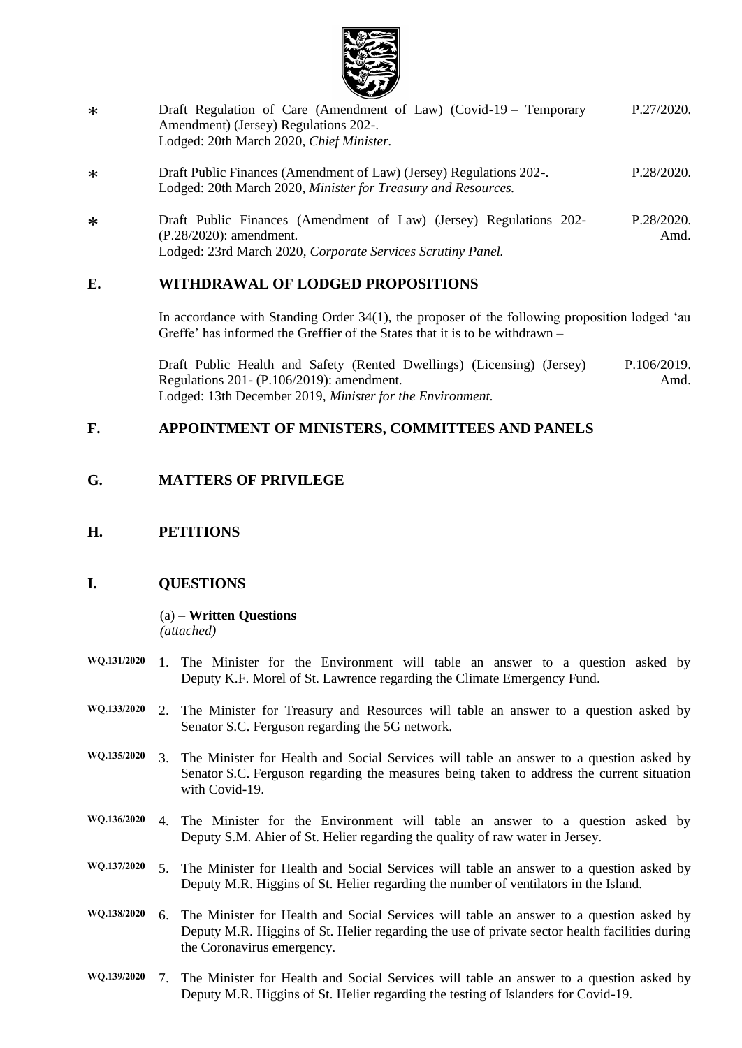| | | |
|---|---|---|
| * | Draft Regulation of Care (Amendment of Law) (Covid-19 – Temporary Amendment) (Jersey) Regulations 202-.<br>Lodged: 20th March 2020, *Chief Minister.* | P.27/2020. |
| * | Draft Public Finances (Amendment of Law) (Jersey) Regulations 202-.<br>Lodged: 20th March 2020, *Minister for Treasury and Resources.* | P.28/2020. |
| * | Draft Public Finances (Amendment of Law) (Jersey) Regulations 202- (P.28/2020): amendment.<br>Lodged: 23rd March 2020, *Corporate Services Scrutiny Panel.* | P.28/2020. Amd. |

## E. WITHDRAWAL OF LODGED PROPOSITIONS

In accordance with Standing Order 34(1), the proposer of the following proposition lodged 'au Greffe' has informed the Greffier of the States that it is to be withdrawn –

| | |
|---|---|
| Draft Public Health and Safety (Rented Dwellings) (Licensing) (Jersey) Regulations 201- (P.106/2019): amendment.<br>Lodged: 13th December 2019, *Minister for the Environment.* | P.106/2019. Amd. |

## F. APPOINTMENT OF MINISTERS, COMMITTEES AND PANELS

## G. MATTERS OF PRIVILEGE

## H. PETITIONS

## I. QUESTIONS

(a) – **Written Questions**
*(attached)*

**WQ.131/2020** 1. The Minister for the Environment will table an answer to a question asked by Deputy K.F. Morel of St. Lawrence regarding the Climate Emergency Fund.

**WQ.133/2020** 2. The Minister for Treasury and Resources will table an answer to a question asked by Senator S.C. Ferguson regarding the 5G network.

**WQ.135/2020** 3. The Minister for Health and Social Services will table an answer to a question asked by Senator S.C. Ferguson regarding the measures being taken to address the current situation with Covid-19.

**WQ.136/2020** 4. The Minister for the Environment will table an answer to a question asked by Deputy S.M. Ahier of St. Helier regarding the quality of raw water in Jersey.

**WQ.137/2020** 5. The Minister for Health and Social Services will table an answer to a question asked by Deputy M.R. Higgins of St. Helier regarding the number of ventilators in the Island.

**WQ.138/2020** 6. The Minister for Health and Social Services will table an answer to a question asked by Deputy M.R. Higgins of St. Helier regarding the use of private sector health facilities during the Coronavirus emergency.

**WQ.139/2020** 7. The Minister for Health and Social Services will table an answer to a question asked by Deputy M.R. Higgins of St. Helier regarding the testing of Islanders for Covid-19.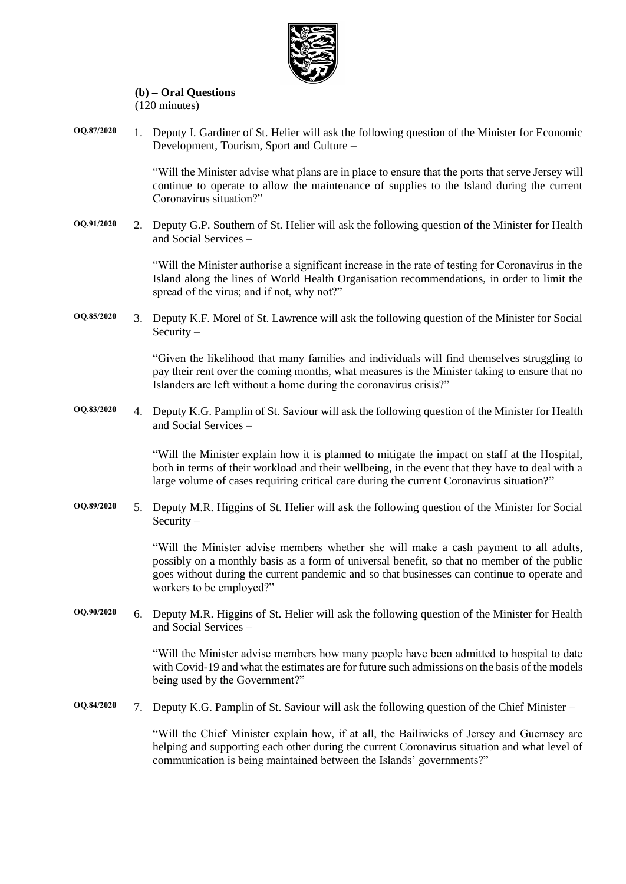**(b) – Oral Questions**
(120 minutes)

**OQ.87/2020** 1. Deputy I. Gardiner of St. Helier will ask the following question of the Minister for Economic Development, Tourism, Sport and Culture –

"Will the Minister advise what plans are in place to ensure that the ports that serve Jersey will continue to operate to allow the maintenance of supplies to the Island during the current Coronavirus situation?"

**OQ.91/2020** 2. Deputy G.P. Southern of St. Helier will ask the following question of the Minister for Health and Social Services –

"Will the Minister authorise a significant increase in the rate of testing for Coronavirus in the Island along the lines of World Health Organisation recommendations, in order to limit the spread of the virus; and if not, why not?"

**OQ.85/2020** 3. Deputy K.F. Morel of St. Lawrence will ask the following question of the Minister for Social Security –

"Given the likelihood that many families and individuals will find themselves struggling to pay their rent over the coming months, what measures is the Minister taking to ensure that no Islanders are left without a home during the coronavirus crisis?"

**OQ.83/2020** 4. Deputy K.G. Pamplin of St. Saviour will ask the following question of the Minister for Health and Social Services –

"Will the Minister explain how it is planned to mitigate the impact on staff at the Hospital, both in terms of their workload and their wellbeing, in the event that they have to deal with a large volume of cases requiring critical care during the current Coronavirus situation?"

**OQ.89/2020** 5. Deputy M.R. Higgins of St. Helier will ask the following question of the Minister for Social Security –

"Will the Minister advise members whether she will make a cash payment to all adults, possibly on a monthly basis as a form of universal benefit, so that no member of the public goes without during the current pandemic and so that businesses can continue to operate and workers to be employed?"

**OQ.90/2020** 6. Deputy M.R. Higgins of St. Helier will ask the following question of the Minister for Health and Social Services –

"Will the Minister advise members how many people have been admitted to hospital to date with Covid-19 and what the estimates are for future such admissions on the basis of the models being used by the Government?"

**OQ.84/2020** 7. Deputy K.G. Pamplin of St. Saviour will ask the following question of the Chief Minister –

"Will the Chief Minister explain how, if at all, the Bailiwicks of Jersey and Guernsey are helping and supporting each other during the current Coronavirus situation and what level of communication is being maintained between the Islands' governments?"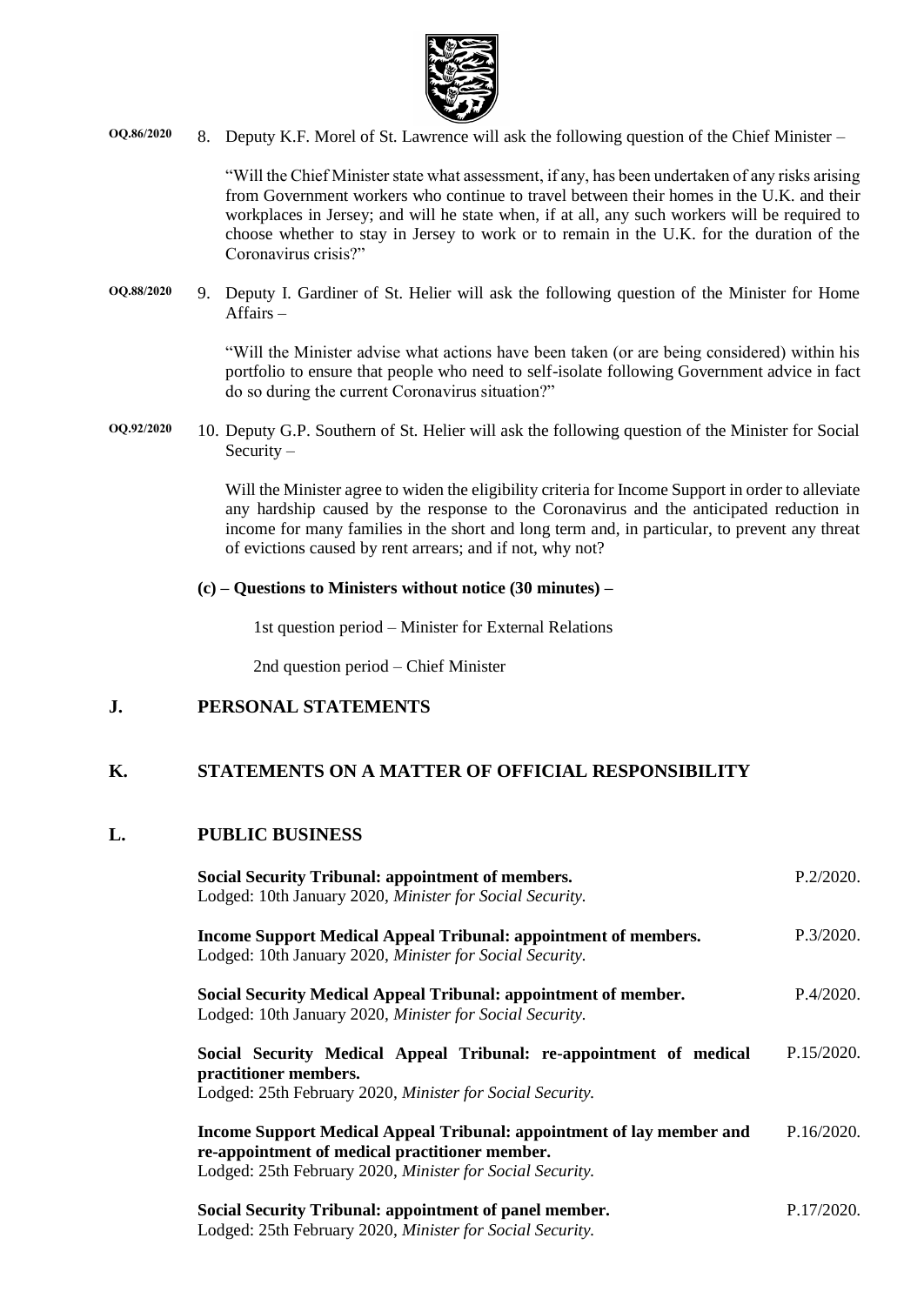**OQ.86/2020** 8. Deputy K.F. Morel of St. Lawrence will ask the following question of the Chief Minister –

"Will the Chief Minister state what assessment, if any, has been undertaken of any risks arising from Government workers who continue to travel between their homes in the U.K. and their workplaces in Jersey; and will he state when, if at all, any such workers will be required to choose whether to stay in Jersey to work or to remain in the U.K. for the duration of the Coronavirus crisis?"

**OQ.88/2020** 9. Deputy I. Gardiner of St. Helier will ask the following question of the Minister for Home Affairs –

"Will the Minister advise what actions have been taken (or are being considered) within his portfolio to ensure that people who need to self-isolate following Government advice in fact do so during the current Coronavirus situation?"

**OQ.92/2020** 10. Deputy G.P. Southern of St. Helier will ask the following question of the Minister for Social Security –

Will the Minister agree to widen the eligibility criteria for Income Support in order to alleviate any hardship caused by the response to the Coronavirus and the anticipated reduction in income for many families in the short and long term and, in particular, to prevent any threat of evictions caused by rent arrears; and if not, why not?

**(c) – Questions to Ministers without notice (30 minutes) –**

1st question period – Minister for External Relations

2nd question period – Chief Minister

## J. PERSONAL STATEMENTS

## K. STATEMENTS ON A MATTER OF OFFICIAL RESPONSIBILITY

## L. PUBLIC BUSINESS

**Social Security Tribunal: appointment of members.** P.2/2020.
Lodged: 10th January 2020, *Minister for Social Security.*

**Income Support Medical Appeal Tribunal: appointment of members.** P.3/2020.
Lodged: 10th January 2020, *Minister for Social Security.*

**Social Security Medical Appeal Tribunal: appointment of member.** P.4/2020.
Lodged: 10th January 2020, *Minister for Social Security.*

**Social Security Medical Appeal Tribunal: re-appointment of medical practitioner members.** P.15/2020.
Lodged: 25th February 2020, *Minister for Social Security.*

**Income Support Medical Appeal Tribunal: appointment of lay member and re-appointment of medical practitioner member.** P.16/2020.
Lodged: 25th February 2020, *Minister for Social Security.*

**Social Security Tribunal: appointment of panel member.** P.17/2020.
Lodged: 25th February 2020, *Minister for Social Security.*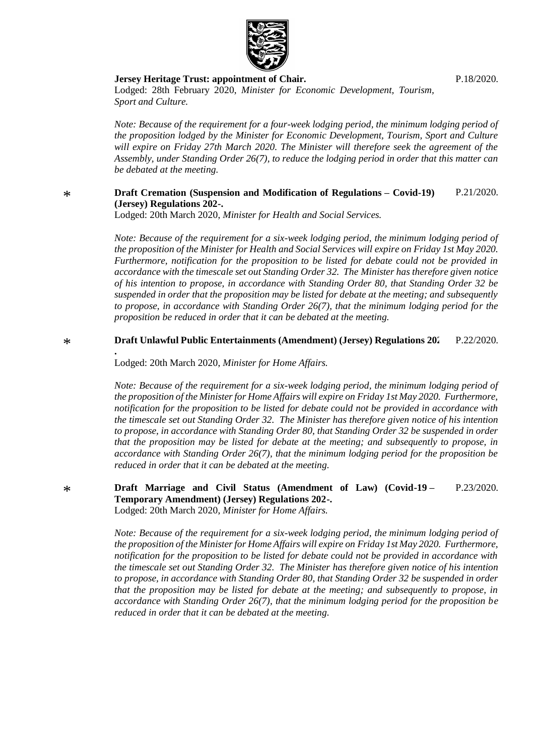**Jersey Heritage Trust: appointment of Chair.** P.18/2020.

Lodged: 28th February 2020, *Minister for Economic Development, Tourism, Sport and Culture.*

*Note: Because of the requirement for a four-week lodging period, the minimum lodging period of the proposition lodged by the Minister for Economic Development, Tourism, Sport and Culture will expire on Friday 27th March 2020. The Minister will therefore seek the agreement of the Assembly, under Standing Order 26(7), to reduce the lodging period in order that this matter can be debated at the meeting.*

\* **Draft Cremation (Suspension and Modification of Regulations – Covid-19) (Jersey) Regulations 202-.** P.21/2020.

Lodged: 20th March 2020, *Minister for Health and Social Services.*

*Note: Because of the requirement for a six-week lodging period, the minimum lodging period of the proposition of the Minister for Health and Social Services will expire on Friday 1st May 2020. Furthermore, notification for the proposition to be listed for debate could not be provided in accordance with the timescale set out Standing Order 32. The Minister has therefore given notice of his intention to propose, in accordance with Standing Order 80, that Standing Order 32 be suspended in order that the proposition may be listed for debate at the meeting; and subsequently to propose, in accordance with Standing Order 26(7), that the minimum lodging period for the proposition be reduced in order that it can be debated at the meeting.*

\* **Draft Unlawful Public Entertainments (Amendment) (Jersey) Regulations 202-.** P.22/2020.

Lodged: 20th March 2020, *Minister for Home Affairs.*

*Note: Because of the requirement for a six-week lodging period, the minimum lodging period of the proposition of the Minister for Home Affairs will expire on Friday 1st May 2020. Furthermore, notification for the proposition to be listed for debate could not be provided in accordance with the timescale set out Standing Order 32. The Minister has therefore given notice of his intention to propose, in accordance with Standing Order 80, that Standing Order 32 be suspended in order that the proposition may be listed for debate at the meeting; and subsequently to propose, in accordance with Standing Order 26(7), that the minimum lodging period for the proposition be reduced in order that it can be debated at the meeting.*

\* **Draft Marriage and Civil Status (Amendment of Law) (Covid-19 – Temporary Amendment) (Jersey) Regulations 202-.** P.23/2020.

Lodged: 20th March 2020, *Minister for Home Affairs.*

*Note: Because of the requirement for a six-week lodging period, the minimum lodging period of the proposition of the Minister for Home Affairs will expire on Friday 1st May 2020. Furthermore, notification for the proposition to be listed for debate could not be provided in accordance with the timescale set out Standing Order 32. The Minister has therefore given notice of his intention to propose, in accordance with Standing Order 80, that Standing Order 32 be suspended in order that the proposition may be listed for debate at the meeting; and subsequently to propose, in accordance with Standing Order 26(7), that the minimum lodging period for the proposition be reduced in order that it can be debated at the meeting.*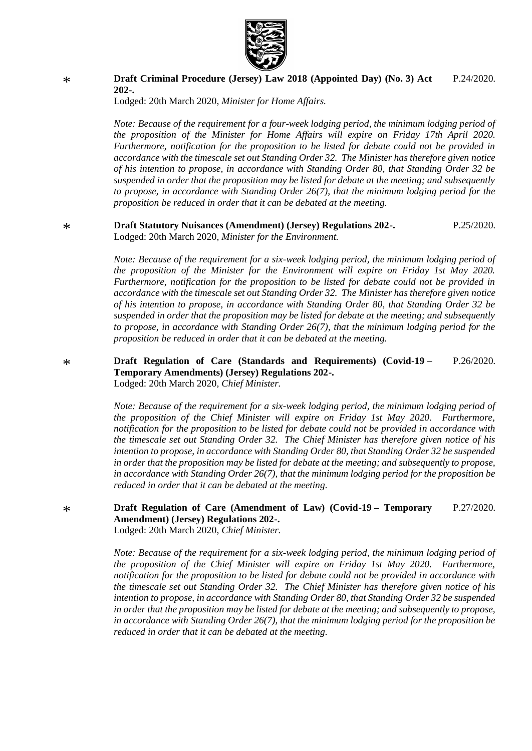\* **Draft Criminal Procedure (Jersey) Law 2018 (Appointed Day) (No. 3) Act 202-.** P.24/2020.
Lodged: 20th March 2020, *Minister for Home Affairs.*

*Note: Because of the requirement for a four-week lodging period, the minimum lodging period of the proposition of the Minister for Home Affairs will expire on Friday 17th April 2020. Furthermore, notification for the proposition to be listed for debate could not be provided in accordance with the timescale set out Standing Order 32. The Minister has therefore given notice of his intention to propose, in accordance with Standing Order 80, that Standing Order 32 be suspended in order that the proposition may be listed for debate at the meeting; and subsequently to propose, in accordance with Standing Order 26(7), that the minimum lodging period for the proposition be reduced in order that it can be debated at the meeting.*

\* **Draft Statutory Nuisances (Amendment) (Jersey) Regulations 202-.** P.25/2020.
Lodged: 20th March 2020, *Minister for the Environment.*

*Note: Because of the requirement for a six-week lodging period, the minimum lodging period of the proposition of the Minister for the Environment will expire on Friday 1st May 2020. Furthermore, notification for the proposition to be listed for debate could not be provided in accordance with the timescale set out Standing Order 32. The Minister has therefore given notice of his intention to propose, in accordance with Standing Order 80, that Standing Order 32 be suspended in order that the proposition may be listed for debate at the meeting; and subsequently to propose, in accordance with Standing Order 26(7), that the minimum lodging period for the proposition be reduced in order that it can be debated at the meeting.*

\* **Draft Regulation of Care (Standards and Requirements) (Covid-19 – Temporary Amendments) (Jersey) Regulations 202-.** P.26/2020.
Lodged: 20th March 2020, *Chief Minister.*

*Note: Because of the requirement for a six-week lodging period, the minimum lodging period of the proposition of the Chief Minister will expire on Friday 1st May 2020. Furthermore, notification for the proposition to be listed for debate could not be provided in accordance with the timescale set out Standing Order 32. The Chief Minister has therefore given notice of his intention to propose, in accordance with Standing Order 80, that Standing Order 32 be suspended in order that the proposition may be listed for debate at the meeting; and subsequently to propose, in accordance with Standing Order 26(7), that the minimum lodging period for the proposition be reduced in order that it can be debated at the meeting.*

\* **Draft Regulation of Care (Amendment of Law) (Covid-19 – Temporary Amendment) (Jersey) Regulations 202-.** P.27/2020.
Lodged: 20th March 2020, *Chief Minister.*

*Note: Because of the requirement for a six-week lodging period, the minimum lodging period of the proposition of the Chief Minister will expire on Friday 1st May 2020. Furthermore, notification for the proposition to be listed for debate could not be provided in accordance with the timescale set out Standing Order 32. The Chief Minister has therefore given notice of his intention to propose, in accordance with Standing Order 80, that Standing Order 32 be suspended in order that the proposition may be listed for debate at the meeting; and subsequently to propose, in accordance with Standing Order 26(7), that the minimum lodging period for the proposition be reduced in order that it can be debated at the meeting.*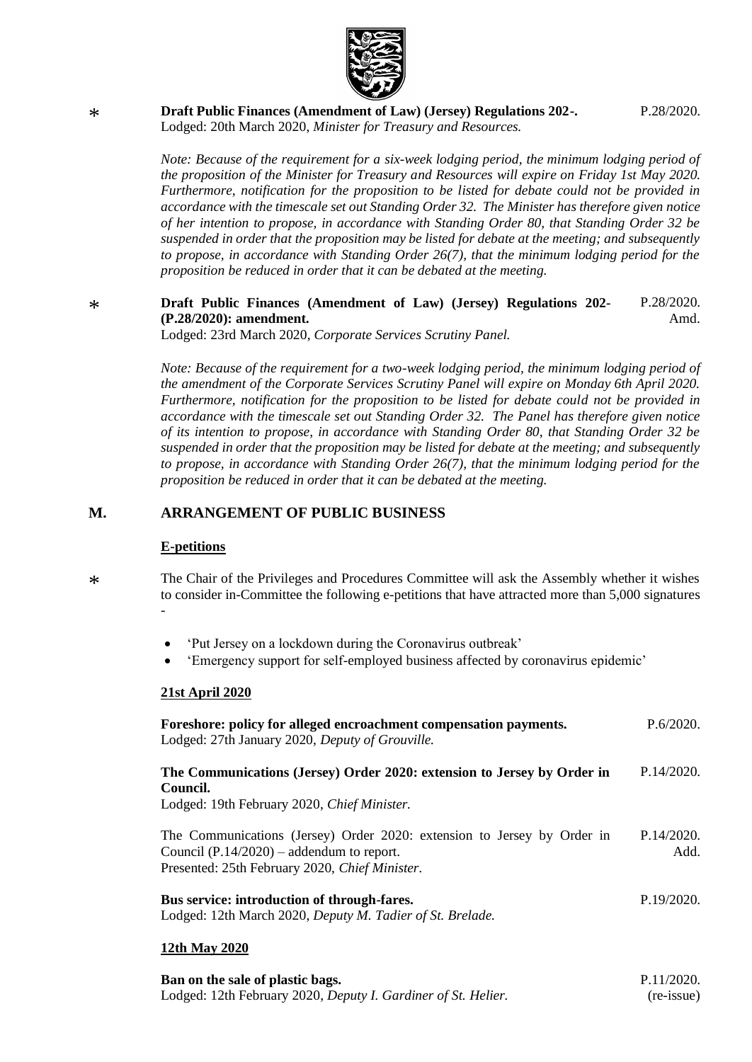\* **Draft Public Finances (Amendment of Law) (Jersey) Regulations 202-.** P.28/2020.
Lodged: 20th March 2020, *Minister for Treasury and Resources.*

*Note: Because of the requirement for a six-week lodging period, the minimum lodging period of the proposition of the Minister for Treasury and Resources will expire on Friday 1st May 2020. Furthermore, notification for the proposition to be listed for debate could not be provided in accordance with the timescale set out Standing Order 32. The Minister has therefore given notice of her intention to propose, in accordance with Standing Order 80, that Standing Order 32 be suspended in order that the proposition may be listed for debate at the meeting; and subsequently to propose, in accordance with Standing Order 26(7), that the minimum lodging period for the proposition be reduced in order that it can be debated at the meeting.*

\* **Draft Public Finances (Amendment of Law) (Jersey) Regulations 202- (P.28/2020): amendment.** P.28/2020. Amd.
Lodged: 23rd March 2020, *Corporate Services Scrutiny Panel.*

*Note: Because of the requirement for a two-week lodging period, the minimum lodging period of the amendment of the Corporate Services Scrutiny Panel will expire on Monday 6th April 2020. Furthermore, notification for the proposition to be listed for debate could not be provided in accordance with the timescale set out Standing Order 32. The Panel has therefore given notice of its intention to propose, in accordance with Standing Order 80, that Standing Order 32 be suspended in order that the proposition may be listed for debate at the meeting; and subsequently to propose, in accordance with Standing Order 26(7), that the minimum lodging period for the proposition be reduced in order that it can be debated at the meeting.*

## M. ARRANGEMENT OF PUBLIC BUSINESS

**E-petitions**

\* The Chair of the Privileges and Procedures Committee will ask the Assembly whether it wishes to consider in-Committee the following e-petitions that have attracted more than 5,000 signatures -

- 'Put Jersey on a lockdown during the Coronavirus outbreak'
- 'Emergency support for self-employed business affected by coronavirus epidemic'

**21st April 2020**

**Foreshore: policy for alleged encroachment compensation payments.** P.6/2020.
Lodged: 27th January 2020, *Deputy of Grouville.*

**The Communications (Jersey) Order 2020: extension to Jersey by Order in Council.** P.14/2020.
Lodged: 19th February 2020, *Chief Minister.*

The Communications (Jersey) Order 2020: extension to Jersey by Order in Council (P.14/2020) – addendum to report. P.14/2020. Add.
Presented: 25th February 2020, *Chief Minister*.

**Bus service: introduction of through-fares.** P.19/2020.
Lodged: 12th March 2020, *Deputy M. Tadier of St. Brelade.*

**12th May 2020**

**Ban on the sale of plastic bags.** P.11/2020. (re-issue)
Lodged: 12th February 2020, *Deputy I. Gardiner of St. Helier.*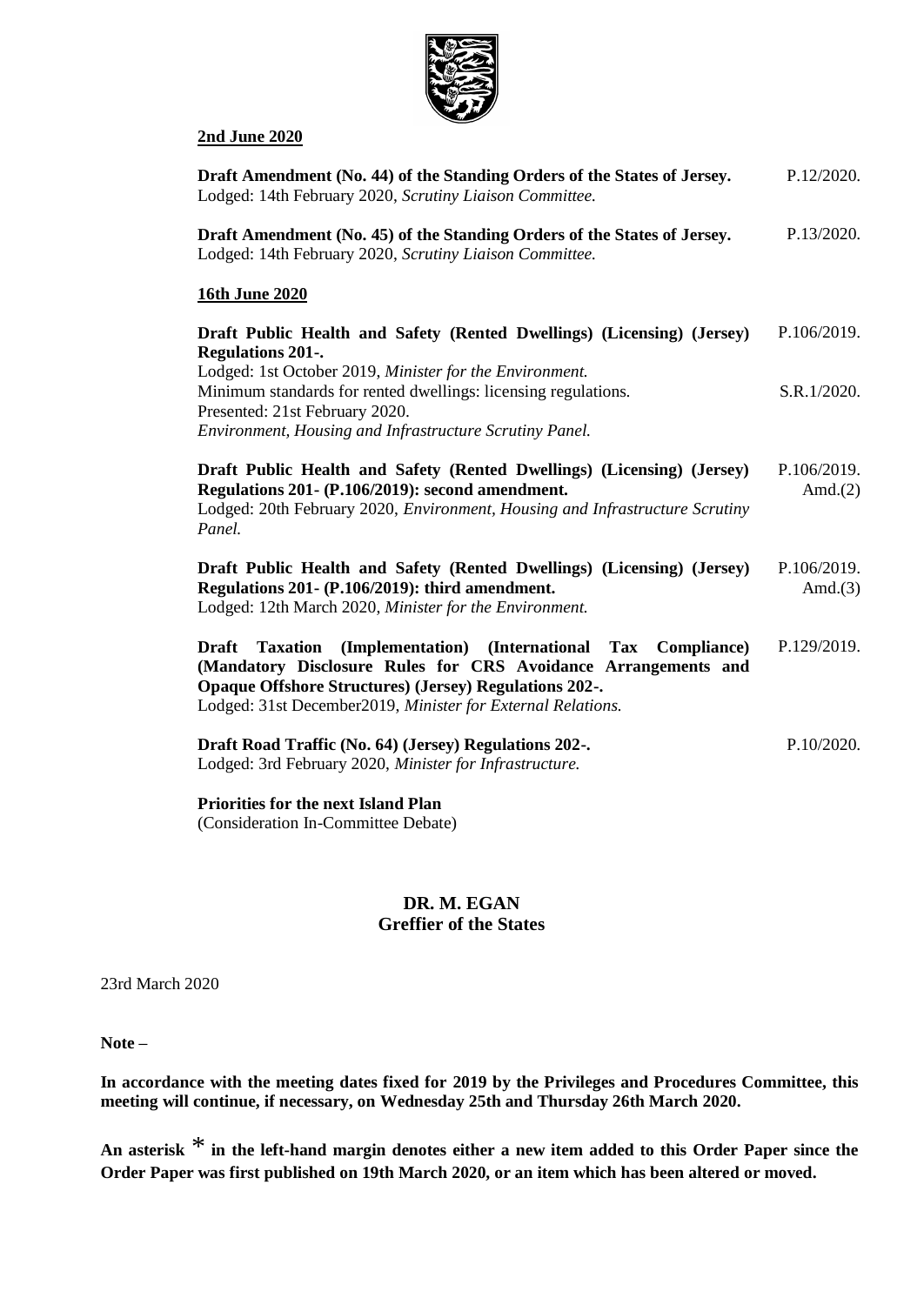**2nd June 2020**

**Draft Amendment (No. 44) of the Standing Orders of the States of Jersey.** P.12/2020.
Lodged: 14th February 2020, *Scrutiny Liaison Committee.*

**Draft Amendment (No. 45) of the Standing Orders of the States of Jersey.** P.13/2020.
Lodged: 14th February 2020, *Scrutiny Liaison Committee.*

**16th June 2020**

**Draft Public Health and Safety (Rented Dwellings) (Licensing) (Jersey) Regulations 201-.** P.106/2019.
Lodged: 1st October 2019, *Minister for the Environment.*
Minimum standards for rented dwellings: licensing regulations. S.R.1/2020.
Presented: 21st February 2020.
*Environment, Housing and Infrastructure Scrutiny Panel.*

**Draft Public Health and Safety (Rented Dwellings) (Licensing) (Jersey) Regulations 201- (P.106/2019): second amendment.** P.106/2019. Amd.(2)
Lodged: 20th February 2020, *Environment, Housing and Infrastructure Scrutiny Panel.*

**Draft Public Health and Safety (Rented Dwellings) (Licensing) (Jersey) Regulations 201- (P.106/2019): third amendment.** P.106/2019. Amd.(3)
Lodged: 12th March 2020, *Minister for the Environment.*

**Draft Taxation (Implementation) (International Tax Compliance) (Mandatory Disclosure Rules for CRS Avoidance Arrangements and Opaque Offshore Structures) (Jersey) Regulations 202-.** P.129/2019.
Lodged: 31st December2019, *Minister for External Relations.*

**Draft Road Traffic (No. 64) (Jersey) Regulations 202-.** P.10/2020.
Lodged: 3rd February 2020, *Minister for Infrastructure.*

**Priorities for the next Island Plan**
(Consideration In-Committee Debate)

**DR. M. EGAN**
**Greffier of the States**

23rd March 2020

**Note –**

**In accordance with the meeting dates fixed for 2019 by the Privileges and Procedures Committee, this meeting will continue, if necessary, on Wednesday 25th and Thursday 26th March 2020.**

**An asterisk * in the left-hand margin denotes either a new item added to this Order Paper since the Order Paper was first published on 19th March 2020, or an item which has been altered or moved.**